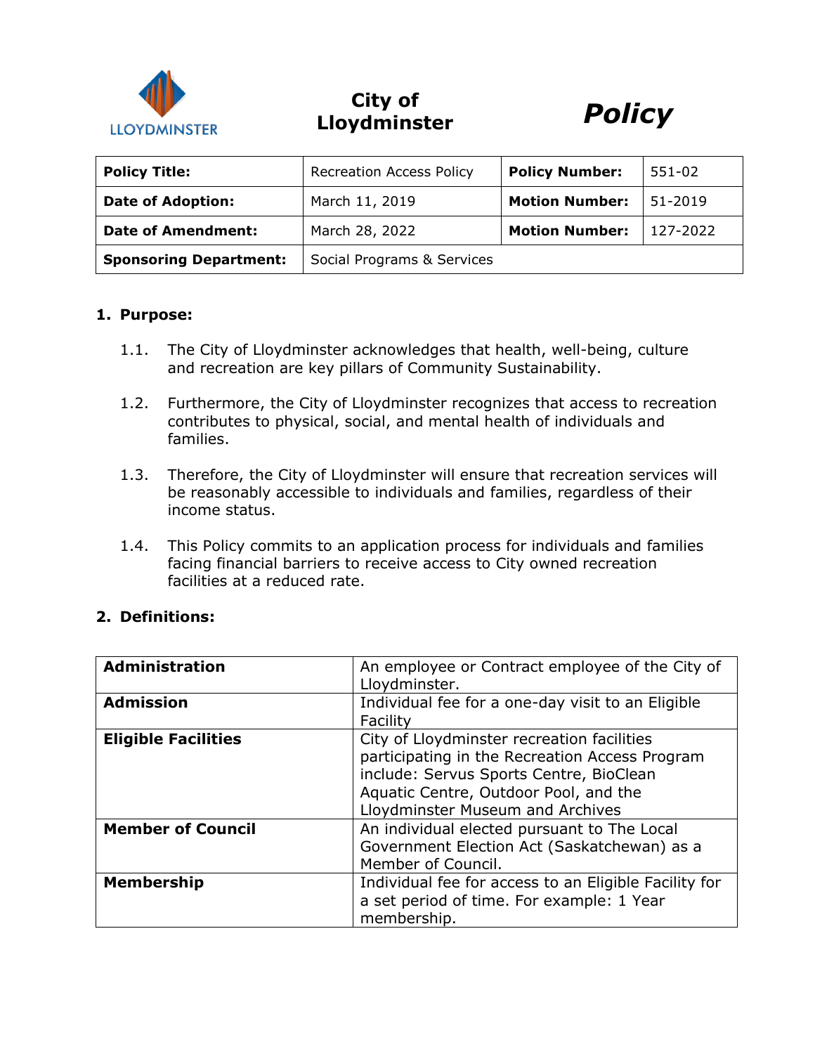**City of Lloydminster** ***Policy***

| **Policy Title:** | Recreation Access Policy | **Policy Number:** | 551-02 |
|---|---|---|---|
| **Date of Adoption:** | March 11, 2019 | **Motion Number:** | 51-2019 |
| **Date of Amendment:** | March 28, 2022 | **Motion Number:** | 127-2022 |
| **Sponsoring Department:** | Social Programs & Services | | |

## 1. Purpose:

1.1. The City of Lloydminster acknowledges that health, well-being, culture and recreation are key pillars of Community Sustainability.

1.2. Furthermore, the City of Lloydminster recognizes that access to recreation contributes to physical, social, and mental health of individuals and families.

1.3. Therefore, the City of Lloydminster will ensure that recreation services will be reasonably accessible to individuals and families, regardless of their income status.

1.4. This Policy commits to an application process for individuals and families facing financial barriers to receive access to City owned recreation facilities at a reduced rate.

## 2. Definitions:

| | |
|---|---|
| **Administration** | An employee or Contract employee of the City of Lloydminster. |
| **Admission** | Individual fee for a one-day visit to an Eligible Facility |
| **Eligible Facilities** | City of Lloydminster recreation facilities participating in the Recreation Access Program include: Servus Sports Centre, BioClean Aquatic Centre, Outdoor Pool, and the Lloydminster Museum and Archives |
| **Member of Council** | An individual elected pursuant to The Local Government Election Act (Saskatchewan) as a Member of Council. |
| **Membership** | Individual fee for access to an Eligible Facility for a set period of time. For example: 1 Year membership. |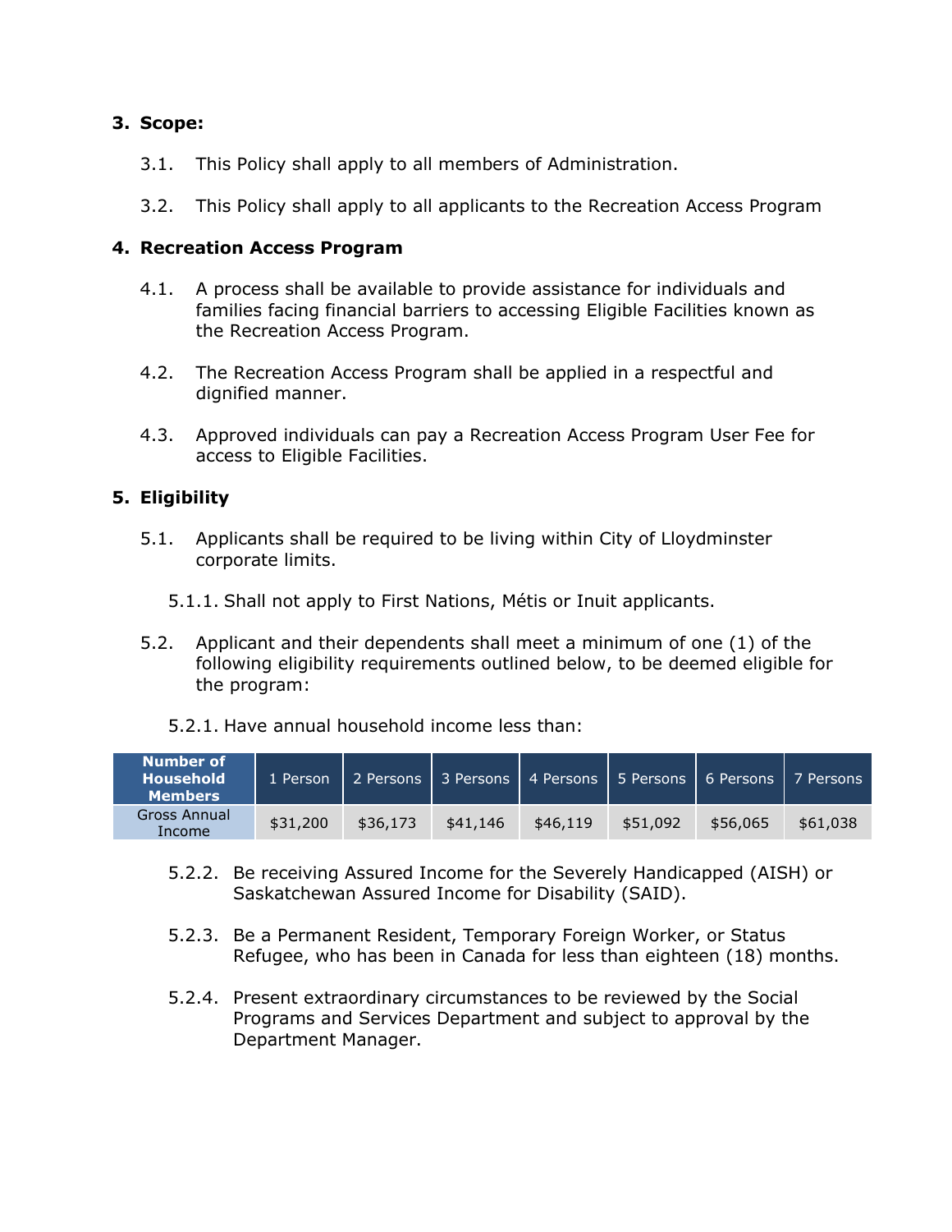## 3. Scope:

3.1. This Policy shall apply to all members of Administration.

3.2. This Policy shall apply to all applicants to the Recreation Access Program

## 4. Recreation Access Program

4.1. A process shall be available to provide assistance for individuals and families facing financial barriers to accessing Eligible Facilities known as the Recreation Access Program.

4.2. The Recreation Access Program shall be applied in a respectful and dignified manner.

4.3. Approved individuals can pay a Recreation Access Program User Fee for access to Eligible Facilities.

## 5. Eligibility

5.1. Applicants shall be required to be living within City of Lloydminster corporate limits.

5.1.1. Shall not apply to First Nations, Métis or Inuit applicants.

5.2. Applicant and their dependents shall meet a minimum of one (1) of the following eligibility requirements outlined below, to be deemed eligible for the program:

5.2.1. Have annual household income less than:

| Number of Household Members | 1 Person | 2 Persons | 3 Persons | 4 Persons | 5 Persons | 6 Persons | 7 Persons |
|---|---|---|---|---|---|---|---|
| Gross Annual Income | $31,200 | $36,173 | $41,146 | $46,119 | $51,092 | $56,065 | $61,038 |

5.2.2. Be receiving Assured Income for the Severely Handicapped (AISH) or Saskatchewan Assured Income for Disability (SAID).

5.2.3. Be a Permanent Resident, Temporary Foreign Worker, or Status Refugee, who has been in Canada for less than eighteen (18) months.

5.2.4. Present extraordinary circumstances to be reviewed by the Social Programs and Services Department and subject to approval by the Department Manager.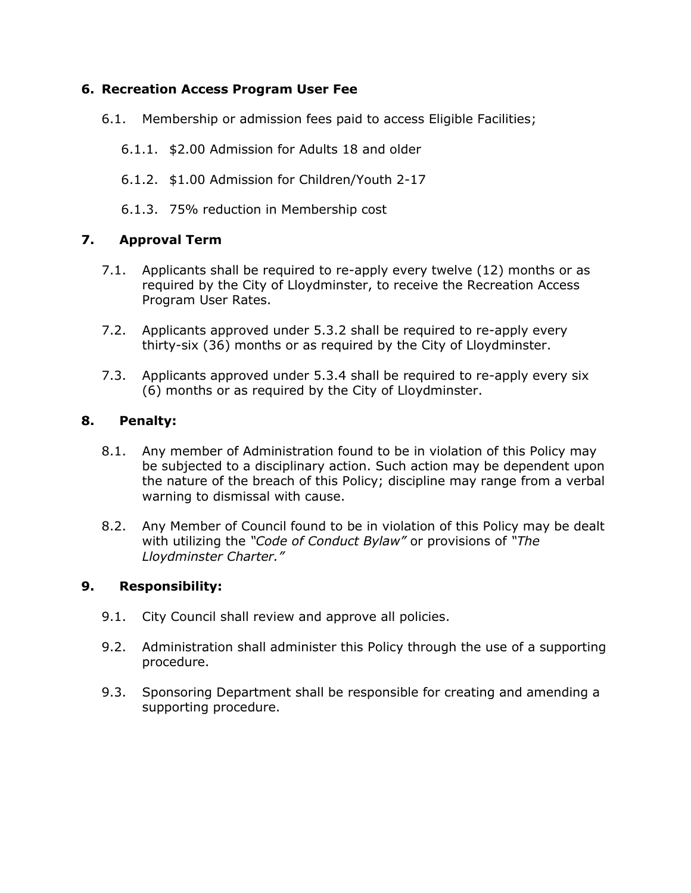## 6. Recreation Access Program User Fee

6.1. Membership or admission fees paid to access Eligible Facilities;

6.1.1. $2.00 Admission for Adults 18 and older

6.1.2. $1.00 Admission for Children/Youth 2-17

6.1.3. 75% reduction in Membership cost

## 7. Approval Term

7.1. Applicants shall be required to re-apply every twelve (12) months or as required by the City of Lloydminster, to receive the Recreation Access Program User Rates.

7.2. Applicants approved under 5.3.2 shall be required to re-apply every thirty-six (36) months or as required by the City of Lloydminster.

7.3. Applicants approved under 5.3.4 shall be required to re-apply every six (6) months or as required by the City of Lloydminster.

## 8. Penalty:

8.1. Any member of Administration found to be in violation of this Policy may be subjected to a disciplinary action. Such action may be dependent upon the nature of the breach of this Policy; discipline may range from a verbal warning to dismissal with cause.

8.2. Any Member of Council found to be in violation of this Policy may be dealt with utilizing the *"Code of Conduct Bylaw"* or provisions of *"The Lloydminster Charter."*

## 9. Responsibility:

9.1. City Council shall review and approve all policies.

9.2. Administration shall administer this Policy through the use of a supporting procedure.

9.3. Sponsoring Department shall be responsible for creating and amending a supporting procedure.